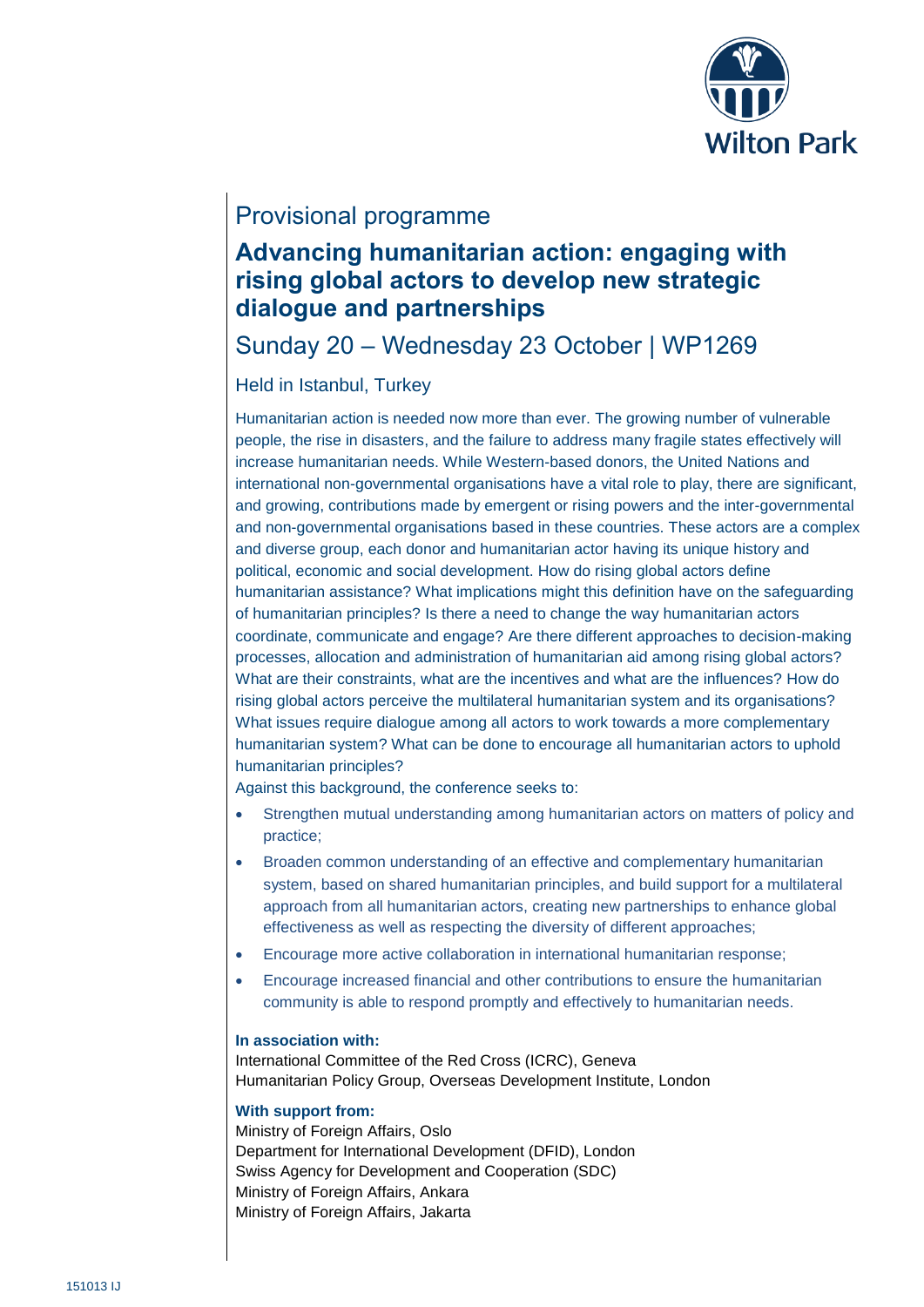Wilton Park

# Provisional programme

## Advancing humanitarian action: engaging with rising global actors to develop new strategic dialogue and partnerships

### Sunday 20 – Wednesday 23 October | WP1269

Held in Istanbul, Turkey

Humanitarian action is needed now more than ever. The growing number of vulnerable people, the rise in disasters, and the failure to address many fragile states effectively will increase humanitarian needs. While Western-based donors, the United Nations and international non-governmental organisations have a vital role to play, there are significant, and growing, contributions made by emergent or rising powers and the inter-governmental and non-governmental organisations based in these countries. These actors are a complex and diverse group, each donor and humanitarian actor having its unique history and political, economic and social development. How do rising global actors define humanitarian assistance? What implications might this definition have on the safeguarding of humanitarian principles? Is there a need to change the way humanitarian actors coordinate, communicate and engage? Are there different approaches to decision-making processes, allocation and administration of humanitarian aid among rising global actors? What are their constraints, what are the incentives and what are the influences? How do rising global actors perceive the multilateral humanitarian system and its organisations? What issues require dialogue among all actors to work towards a more complementary humanitarian system? What can be done to encourage all humanitarian actors to uphold humanitarian principles?

Against this background, the conference seeks to:

- Strengthen mutual understanding among humanitarian actors on matters of policy and practice;
- Broaden common understanding of an effective and complementary humanitarian system, based on shared humanitarian principles, and build support for a multilateral approach from all humanitarian actors, creating new partnerships to enhance global effectiveness as well as respecting the diversity of different approaches;
- Encourage more active collaboration in international humanitarian response;
- Encourage increased financial and other contributions to ensure the humanitarian community is able to respond promptly and effectively to humanitarian needs.

**In association with:**

International Committee of the Red Cross (ICRC), Geneva
Humanitarian Policy Group, Overseas Development Institute, London

**With support from:**

Ministry of Foreign Affairs, Oslo
Department for International Development (DFID), London
Swiss Agency for Development and Cooperation (SDC)
Ministry of Foreign Affairs, Ankara
Ministry of Foreign Affairs, Jakarta

151013 IJ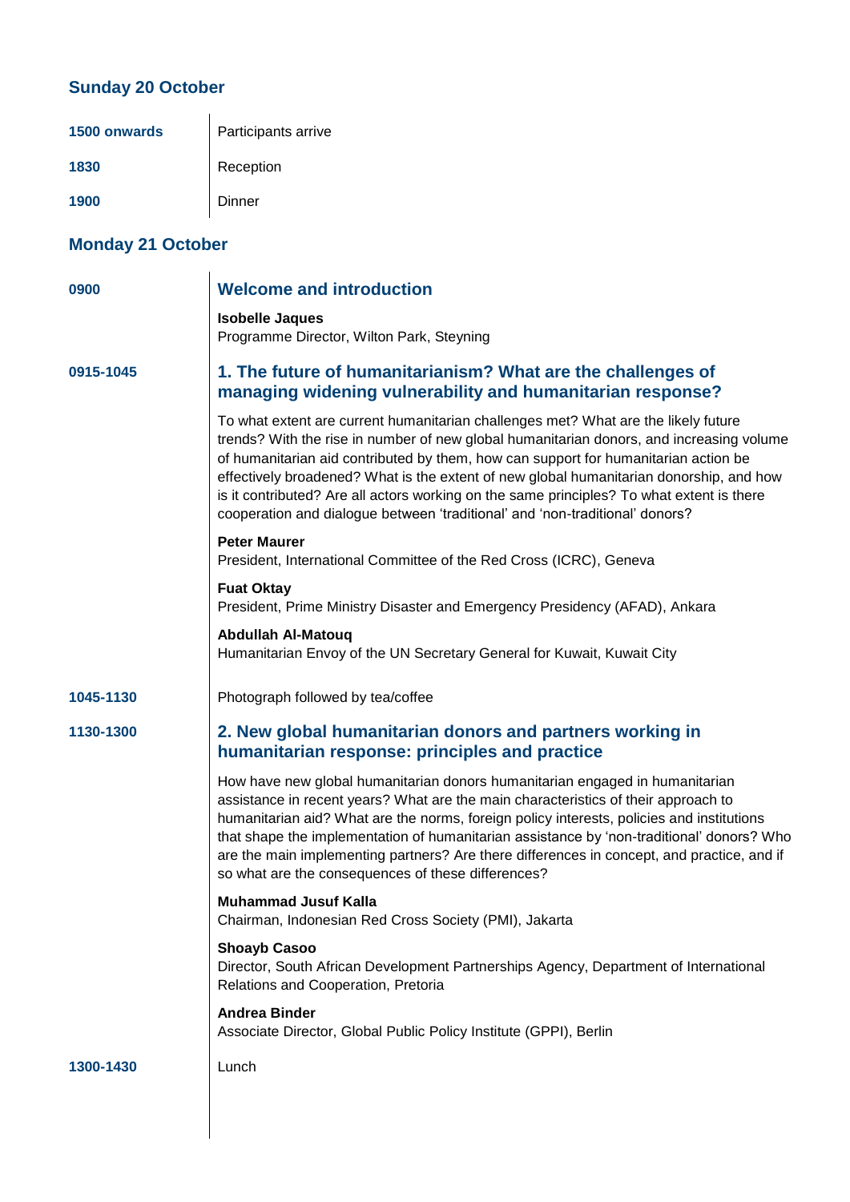## Sunday 20 October

**1500 onwards** Participants arrive

**1830** Reception

**1900** Dinner

## Monday 21 October

**0900** **Welcome and introduction**

**Isobelle Jaques**
Programme Director, Wilton Park, Steyning

**0915-1045** **1. The future of humanitarianism? What are the challenges of managing widening vulnerability and humanitarian response?**

To what extent are current humanitarian challenges met? What are the likely future trends? With the rise in number of new global humanitarian donors, and increasing volume of humanitarian aid contributed by them, how can support for humanitarian action be effectively broadened? What is the extent of new global humanitarian donorship, and how is it contributed? Are all actors working on the same principles? To what extent is there cooperation and dialogue between 'traditional' and 'non-traditional' donors?

**Peter Maurer**
President, International Committee of the Red Cross (ICRC), Geneva

**Fuat Oktay**
President, Prime Ministry Disaster and Emergency Presidency (AFAD), Ankara

**Abdullah Al-Matouq**
Humanitarian Envoy of the UN Secretary General for Kuwait, Kuwait City

**1045-1130** Photograph followed by tea/coffee

**1130-1300** **2. New global humanitarian donors and partners working in humanitarian response: principles and practice**

How have new global humanitarian donors humanitarian engaged in humanitarian assistance in recent years? What are the main characteristics of their approach to humanitarian aid? What are the norms, foreign policy interests, policies and institutions that shape the implementation of humanitarian assistance by 'non-traditional' donors? Who are the main implementing partners? Are there differences in concept, and practice, and if so what are the consequences of these differences?

**Muhammad Jusuf Kalla**
Chairman, Indonesian Red Cross Society (PMI), Jakarta

**Shoayb Casoo**
Director, South African Development Partnerships Agency, Department of International Relations and Cooperation, Pretoria

**Andrea Binder**
Associate Director, Global Public Policy Institute (GPPI), Berlin

**1300-1430** Lunch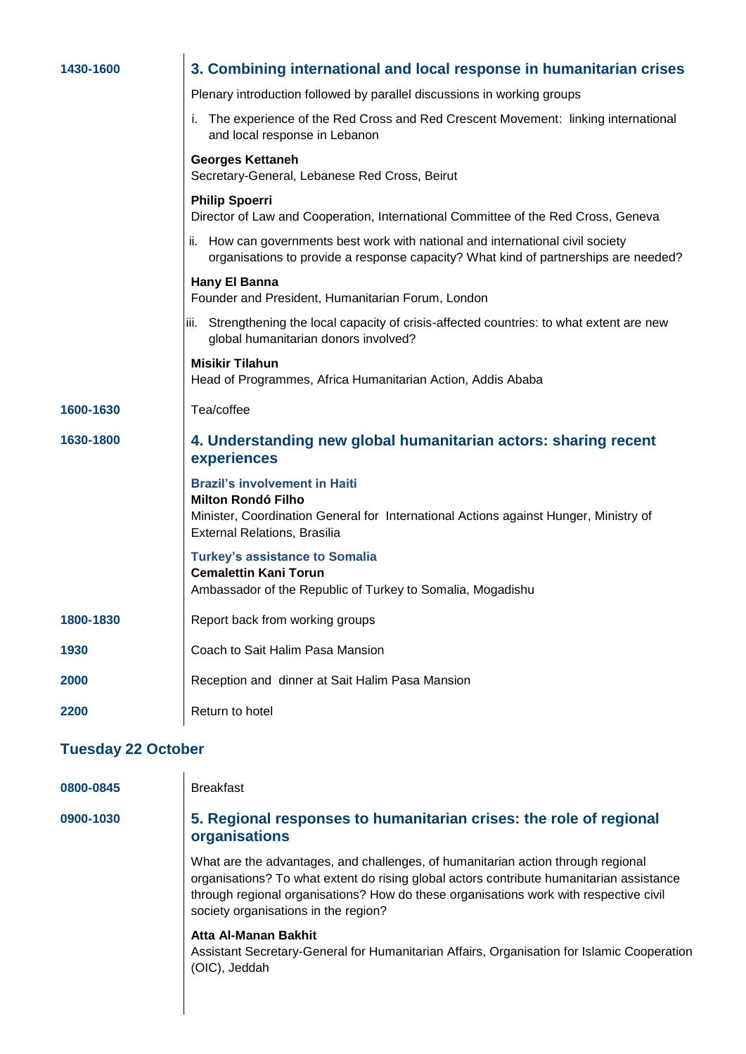**1430-1600**

### 3. Combining international and local response in humanitarian crises

Plenary introduction followed by parallel discussions in working groups

i. The experience of the Red Cross and Red Crescent Movement: linking international and local response in Lebanon

**Georges Kettaneh**
Secretary-General, Lebanese Red Cross, Beirut

**Philip Spoerri**
Director of Law and Cooperation, International Committee of the Red Cross, Geneva

ii. How can governments best work with national and international civil society organisations to provide a response capacity? What kind of partnerships are needed?

**Hany El Banna**
Founder and President, Humanitarian Forum, London

iii. Strengthening the local capacity of crisis-affected countries: to what extent are new global humanitarian donors involved?

**Misikir Tilahun**
Head of Programmes, Africa Humanitarian Action, Addis Ababa

**1600-1630** Tea/coffee

**1630-1800**

### 4. Understanding new global humanitarian actors: sharing recent experiences

**Brazil's involvement in Haiti**
**Milton Rondó Filho**
Minister, Coordination General for International Actions against Hunger, Ministry of External Relations, Brasilia

**Turkey's assistance to Somalia**
**Cemalettin Kani Torun**
Ambassador of the Republic of Turkey to Somalia, Mogadishu

**1800-1830** Report back from working groups

**1930** Coach to Sait Halim Pasa Mansion

**2000** Reception and dinner at Sait Halim Pasa Mansion

**2200** Return to hotel

## Tuesday 22 October

**0800-0845** Breakfast

**0900-1030**

### 5. Regional responses to humanitarian crises: the role of regional organisations

What are the advantages, and challenges, of humanitarian action through regional organisations? To what extent do rising global actors contribute humanitarian assistance through regional organisations? How do these organisations work with respective civil society organisations in the region?

**Atta Al-Manan Bakhit**
Assistant Secretary-General for Humanitarian Affairs, Organisation for Islamic Cooperation (OIC), Jeddah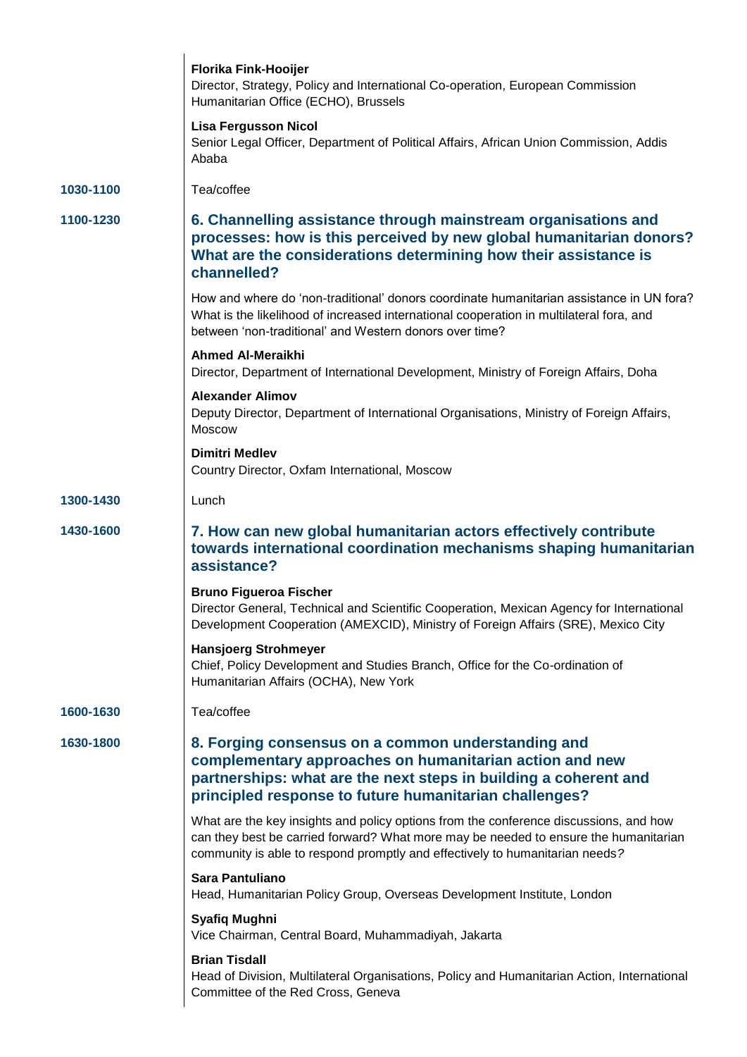**Florika Fink-Hooijer**
Director, Strategy, Policy and International Co-operation, European Commission Humanitarian Office (ECHO), Brussels

**Lisa Fergusson Nicol**
Senior Legal Officer, Department of Political Affairs, African Union Commission, Addis Ababa

**1030-1100** Tea/coffee

**1100-1230**

### 6. Channelling assistance through mainstream organisations and processes: how is this perceived by new global humanitarian donors? What are the considerations determining how their assistance is channelled?

How and where do 'non-traditional' donors coordinate humanitarian assistance in UN fora? What is the likelihood of increased international cooperation in multilateral fora, and between 'non-traditional' and Western donors over time?

**Ahmed Al-Meraikhi**
Director, Department of International Development, Ministry of Foreign Affairs, Doha

**Alexander Alimov**
Deputy Director, Department of International Organisations, Ministry of Foreign Affairs, Moscow

**Dimitri Medlev**
Country Director, Oxfam International, Moscow

**1300-1430** Lunch

**1430-1600**

### 7. How can new global humanitarian actors effectively contribute towards international coordination mechanisms shaping humanitarian assistance?

**Bruno Figueroa Fischer**
Director General, Technical and Scientific Cooperation, Mexican Agency for International Development Cooperation (AMEXCID), Ministry of Foreign Affairs (SRE), Mexico City

**Hansjoerg Strohmeyer**
Chief, Policy Development and Studies Branch, Office for the Co-ordination of Humanitarian Affairs (OCHA), New York

**1600-1630** Tea/coffee

**1630-1800**

### 8. Forging consensus on a common understanding and complementary approaches on humanitarian action and new partnerships: what are the next steps in building a coherent and principled response to future humanitarian challenges?

What are the key insights and policy options from the conference discussions, and how can they best be carried forward? What more may be needed to ensure the humanitarian community is able to respond promptly and effectively to humanitarian needs?

**Sara Pantuliano**
Head, Humanitarian Policy Group, Overseas Development Institute, London

**Syafiq Mughni**
Vice Chairman, Central Board, Muhammadiyah, Jakarta

**Brian Tisdall**
Head of Division, Multilateral Organisations, Policy and Humanitarian Action, International Committee of the Red Cross, Geneva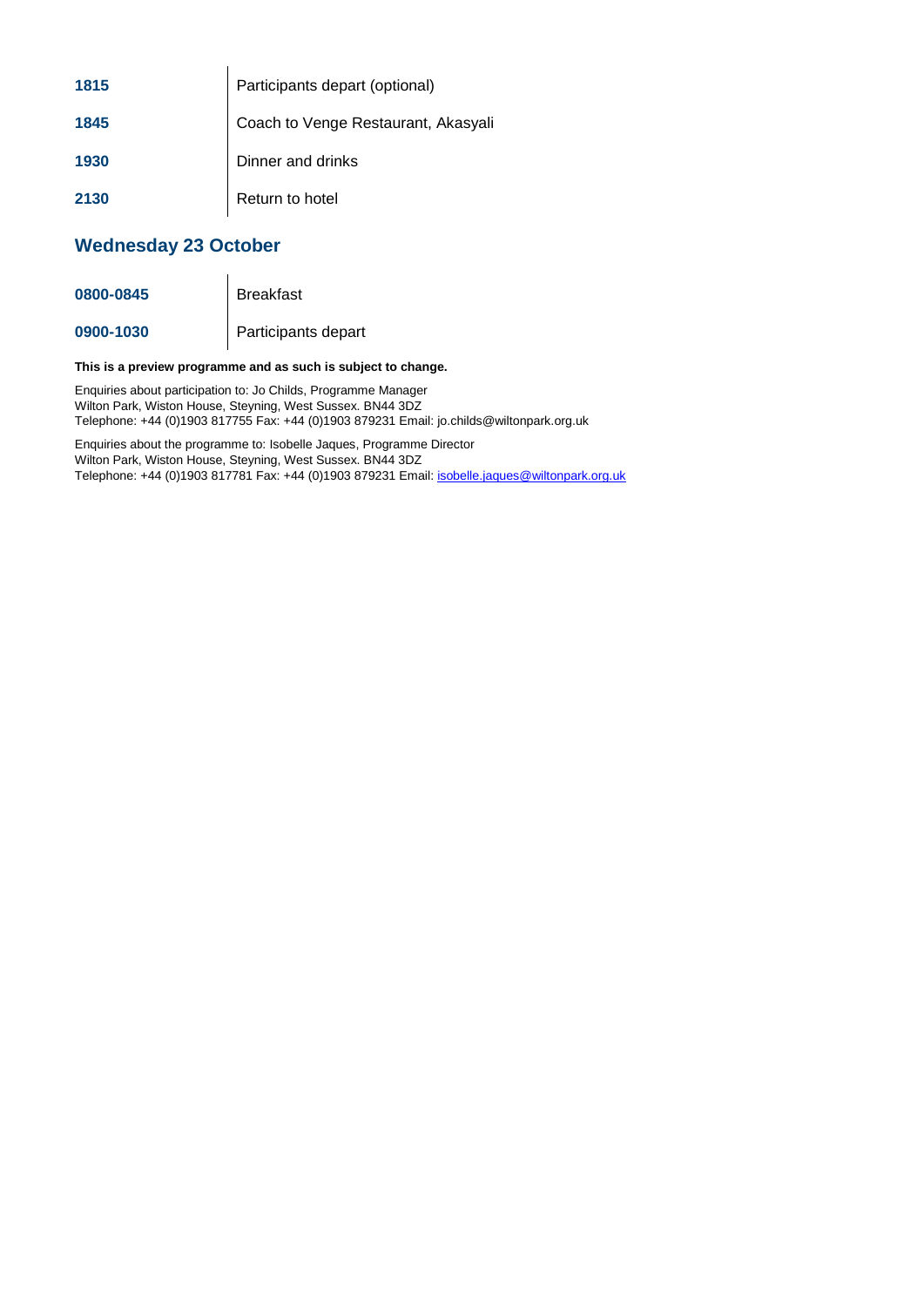| | |
|---|---|
| **1815** | Participants depart (optional) |
| **1845** | Coach to Venge Restaurant, Akasyali |
| **1930** | Dinner and drinks |
| **2130** | Return to hotel |

## Wednesday 23 October

| | |
|---|---|
| **0800-0845** | Breakfast |
| **0900-1030** | Participants depart |

**This is a preview programme and as such is subject to change.**

Enquiries about participation to: Jo Childs, Programme Manager
Wilton Park, Wiston House, Steyning, West Sussex. BN44 3DZ
Telephone: +44 (0)1903 817755 Fax: +44 (0)1903 879231 Email: jo.childs@wiltonpark.org.uk

Enquiries about the programme to: Isobelle Jaques, Programme Director
Wilton Park, Wiston House, Steyning, West Sussex. BN44 3DZ
Telephone: +44 (0)1903 817781 Fax: +44 (0)1903 879231 Email: isobelle.jaques@wiltonpark.org.uk